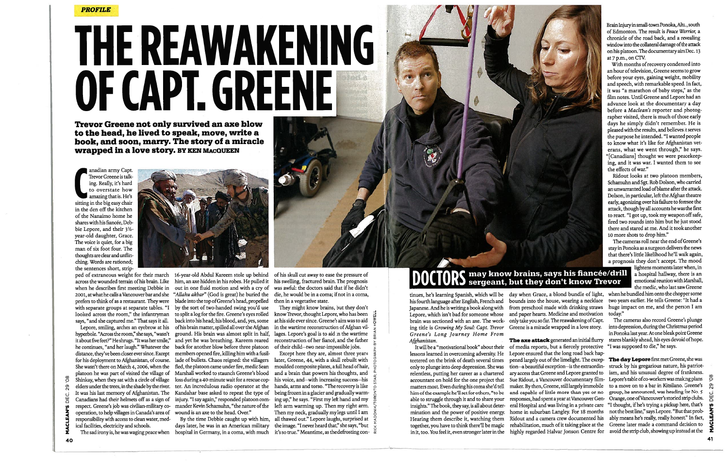PROFILE

# THE REAWAKENING OF CAPT. GREENE

**Trevor Greene not only survived an axe blow to the head, he lived to speak, move, write a book, and soon, marry. The story of a miracle wrapped in a love story.** BY KEN MACQUEEN

Canadian army Capt. Trevor Greene is talking. Really, it's hard to overstate how amazing that is. He's sitting in the big easy chair in the den off the kitchen of the Nanaimo home he shares with his fiancée, Debbie Lepore, and their 3½-year-old daughter, Grace. The voice is quiet, for a big man of six foot four. The thoughts are clear and unflinching. Words are rationed; the sentences short, stripped of extraneous weight for their march across the wounded terrain of his brain. Like when he describes first meeting Debbie in 2001, at what he calls a Vancouver bar and she prefers to think of as a restaurant. They were with separate groups at separate tables. "I looked across the room," the infantryman says, "and she captured me." That says it all.

Lepore, smiling, arches an eyebrow at his hyperbole. "Across the room," she says, "wasn't it about five feet?" He shrugs. "It was her smile," he continues, "and her laugh." Whatever the distance, they've been closer ever since. Except for his deployment to Afghanistan, of course. She wasn't there on March 4, 2006, when the platoon he was part of visited the village of Shinkay, when they sat with a circle of village elders under the trees, in the shade by the river. It was his last memory of Afghanistan. The Canadians had their helmets off as a sign of respect. Greene's job was civilian-military co-operation, to help villages in Canada's area of responsibility with access to clean water, medical facilities, electricity and schools.

The sad irony is, he was waging peace when 16-year-old Abdul Kareem stole up behind him, an axe hidden in his robes. He pulled it out in one fluid motion and with a cry of *"Allahu akbar"* (God is great) he buried the blade into the top of Greene's head, propelled by the sort of two-handed swing you'd use to split a log for the fire. Greene's eyes rolled back into his head; his blood, and, yes, some of his brain matter, spilled all over the Afghan ground. His brain was almost split in half, and yet he was breathing. Kareem reared back for another blow before three platoon members opened fire, killing him with a fusillade of bullets. Chaos reigned: the villagers fled, the platoon came under fire, medic Sean Marshall worked to staunch Greene's blood loss during a 40-minute wait for a rescue copter. An incredulous radio operator at the Kandahar base asked to repeat the type of injury. "I say again," responded platoon commander Kevin Schamuhn, "the nature of the wound is an axe to the head. Over."

By the time Debbie caught up with him, days later, he was in an American military hospital in Germany, in a coma, with much of his skull cut away to ease the pressure of his swelling, fractured brain. The prognosis was awful: the doctors said that if he didn't die, he would be in a coma; if not in a coma, then in a vegetative state.

They might know brains, but they don't know Trevor, thought Lepore, who has been at his side ever since. Greene's aim was to aid in the wartime reconstruction of Afghan villages. Lepore's goal is to aid in the wartime reconstruction of her fiancé, and the father of their child—two near-impossible jobs.

Except here they are, almost three years later, Greene, 44, with a skull rebuilt with moulded composite plates, a full head of hair, and a brain that powers his thoughts, and his voice, and—with increasing success—his hands, arms and torso. "The recovery is like being frozen in a glacier and gradually warming up," he says. "First my left hand and my left arm warming up. Then my right arm. Then my neck, gradually my legs until I am all thawed out." Lepore laughs, surprised at the image. "I never heard that," she says, "but it's so true." Meantime, as the defrosting continues, he's learning Spanish, which will be his fourth language after English, French and Japanese. And he is writing a book along with Lepore, which isn't bad for someone whose brain was sectioned with an axe. The working title is *Growing My Soul: Capt. Trevor Greene's Long Journey Home From Afghanistan*.

It will be a "motivational book" about their lessons learned in overcoming adversity. He teetered on the brink of death several times only to plunge into deep depression. She was relentless, putting her career as a chartered accountant on hold for the one project that matters most. Even during his coma she'd tell him of the example he'd set for others, "to be able to struggle through it and to share your insights." The book, they say, is all about determination and the power of positive energy. Hearing them describe it, watching them together, you have to think there'll be magic in it, too. You feel it, even stronger later in the day when Grace, a blond bundle of light, bounds into the house, wearing a necklace from preschool made with drinking straws and paper hearts. Medicine and motivation only take you so far. The reawakening of Capt. Greene is a miracle wrapped in a love story.

## DOCTORS may know brains, says his fiancée/drill sergeant, but they don't know Trevor

**The axe attack** generated an initial flurry of media reports, but a fiercely protective Lepore ensured that the long road back happened largely out of the limelight. The exception—a beautiful exception—is the extraordinary access that Greene and Lepore granted to Sue Ridout, a Vancouver documentary filmmaker. By then, Greene, still largely immobile and capable of little more than yes or no responses, had spent a year at Vancouver General Hospital and was living in a private care home in suburban Langley. For 18 months Ridout and a camera crew documented his rehabilitation, much of it taking place at the highly regarded Halvar Jonson Centre for Brain Injury in small-town Ponoka, Alta., south of Edmonton. The result is *Peace Warrior*, a chronicle of the road back, and a revealing window into the collateral damage of the attack on his platoon. The documentary airs Dec. 13 at 7 p.m., on CTV.

With months of recovery condensed into an hour of television, Greene seems to grow before your eyes, gaining weight, mobility and speech, with remarkable speed. In fact, it was "a marathon of baby steps," as the film notes. Until Greene and Lepore had an advance look at the documentary a day before a *Maclean's* reporter and photographer visited, there is much of those early days he simply didn't remember. He is pleased with the results, and believes it serves the purpose he intended. "I wanted people to know what it's like for Afghanistan veterans, what we went through," he says. "[Canadians] thought we were peacekeeping, and it was war. I wanted them to see the effects of war."

Ridout looks at two platoon members, Schamuhn and Sgt. Rob Dolson, who carried an unwarranted load of blame after the attack. Dolson, in particular, left the Afghan theatre early, agonizing over his failure to foresee the attack, though by all accounts he was the first to react. "I got up, took my weapon off safe, fired two rounds into him but he just stood there and stared at me. And it took another 10 more shots to drop him."

The cameras roll near the end of Greene's stay in Ponoka as a surgeon delivers the news that there's little likelihood he'll walk again, a prognosis they don't accept. The mood lightens moments later when, in a hospital hallway, there is an emotional reunion with Marshall, the medic, who last saw Greene when he bundled him onto the chopper some two years earlier. He tells Greene: "It had a huge impact on me, and the person I am today."

The cameras also record Greene's plunge into depression, during the Christmas period in Ponoka last year. At one bleak point Greene stares blankly ahead, his eyes devoid of hope. "I was supposed to die," he says.

**The day Lepore** first met Greene, she was struck by his gregarious nature, his patriotism, and his unusual degree of frankness. Lepore's table of co-workers was making plans to a move on to a bar in Kitsilano. Greene's group, he announced, was heading for No. 5 Orange, one of Vancouver's storied strip clubs. "I thought, if he's trying a pickup here, that's not the best line," says Lepore. "But that probably means he's really, really honest." In fact, Greene later made a command decision to avoid the strip club, showing up instead at the

RICK MADONIK/TORONTO STAR; PHOTOGRAPH BY BRIAN HOWELL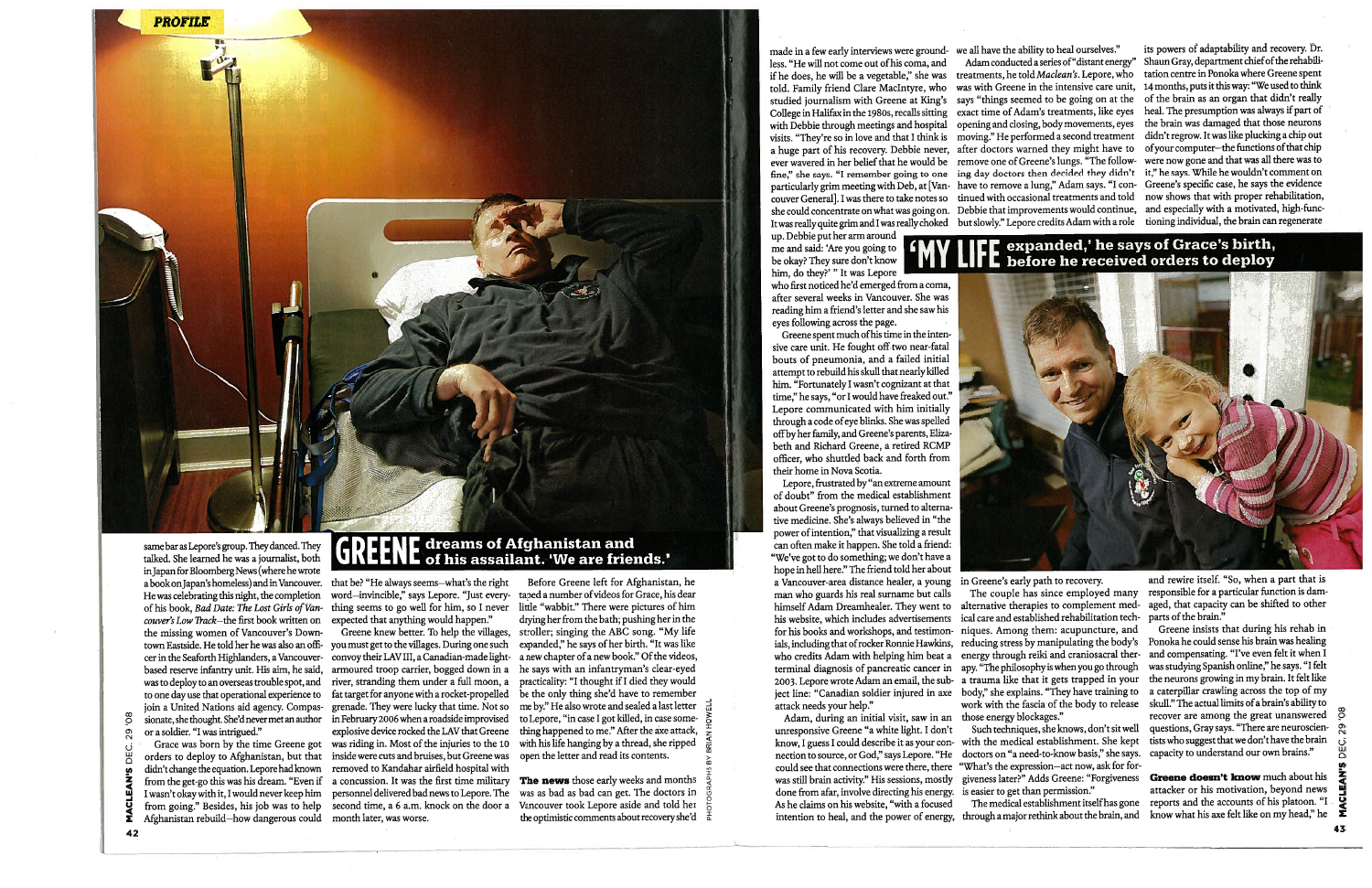same bar as Lepore's group. They danced. They talked. She learned he was a journalist, both in Japan for Bloomberg News (where he wrote a book on Japan's homeless) and in Vancouver. He was celebrating this night, the completion of his book, *Bad Date: The Lost Girls of Vancouver's Low Track*—the first book written on the missing women of Vancouver's Downtown Eastside. He told her he was also an officer in the Seaforth Highlanders, a Vancouver-based reserve infantry unit. His aim, he said, was to deploy to an overseas trouble spot, and to one day use that operational experience to join a United Nations aid agency. Compassionate, she thought. She'd never met an author or a soldier. "I was intrigued."

Grace was born by the time Greene got orders to deploy to Afghanistan, but that didn't change the equation. Lepore had known from the get-go this was his dream. "Even if I wasn't okay with it, I would never keep him from going." Besides, his job was to help Afghanistan rebuild—how dangerous could that be? "He always seems—what's the right word—invincible," says Lepore. "Just everything seems to go so well for him, so I never expected that anything would happen."

## GREENE dreams of Afghanistan and of his assailant. 'We are friends.'

Greene knew better. To help the villages, you must get to the villages. During one such convoy their LAV III, a Canadian-made light-armoured troop carrier, bogged down in a river, stranding them under a full moon, a fat target for anyone with a rocket-propelled grenade. They were lucky that time. Not so in February 2006 when a roadside improvised explosive device rocked the LAV that Greene was riding in. Most of the injuries to the 10 inside were cuts and bruises, but Greene was removed to Kandahar airfield hospital with a concussion. It was the first time military personnel delivered bad news to Lepore. The second time, a 6 a.m. knock on the door a month later, was worse.

Before Greene left for Afghanistan, he taped a number of videos for Grace, his dear little "wabbit." There were pictures of him drying her from the bath; pushing her in the stroller; singing the ABC song. "My life expanded," he says of her birth. "It was like a new chapter of a new book." Of the videos, he says with an infantryman's clear-eyed practicality: "I thought if I died they would be the only thing she'd have to remember me by." He also wrote and sealed a last letter to Lepore, "in case I got killed, in case something happened to me." After the axe attack, with his life hanging by a thread, she ripped open the letter and read its contents.

**The news** those early weeks and months was as bad as bad can get. The doctors in Vancouver took Lepore aside and told her the optimistic comments about recovery she'd made in a few early interviews were groundless. "He will not come out of his coma, and if he does, he will be a vegetable," she was told. Family friend Clare MacIntyre, who studied journalism with Greene at King's College in Halifax in the 1980s, recalls sitting with Debbie through meetings and hospital visits. "They're so in love and that I think is a huge part of his recovery. Debbie never, ever wavered in her belief that he would be fine," she says. "I remember going to one particularly grim meeting with Deb, at [Vancouver General]. I was there to take notes so she could concentrate on what was going on. It was really quite grim and I was really choked up. Debbie put her arm around me and said: 'Are you going to be okay? They sure don't know him, do they?'" It was Lepore who first noticed he'd emerged from a coma, after several weeks in Vancouver. She was reading him a friend's letter and she saw his eyes following across the page.

Greene spent much of his time in the intensive care unit. He fought off two near-fatal bouts of pneumonia, and a failed initial attempt to rebuild his skull that nearly killed him. "Fortunately I wasn't cognizant at that time," he says, "or I would have freaked out." Lepore communicated with him initially through a code of eye blinks. She was spelled off by her family, and Greene's parents, Elizabeth and Richard Greene, a retired RCMP officer, who shuttled back and forth from their home in Nova Scotia.

Lepore, frustrated by "an extreme amount of doubt" from the medical establishment about Greene's prognosis, turned to alternative medicine. She's always believed in "the power of intention," that visualizing a result can often make it happen. She told a friend: "We've got to do something; we don't have a hope in hell here." The friend told her about a Vancouver-area distance healer, a young man who guards his real surname but calls himself Adam Dreamhealer. They went to his website, which includes advertisements for his books and workshops, and testimonials, including that of rocker Ronnie Hawkins, who credits Adam with helping him beat a terminal diagnosis of pancreatic cancer in 2003. Lepore wrote Adam an email, the subject line: "Canadian soldier injured in axe attack needs your help."

Adam, during an initial visit, saw in an unresponsive Greene "a white light. I don't know, I guess I could describe it as your connection to source, or God," says Lepore. "He could see that connections were there, there was still brain activity." His sessions, mostly done from afar, involve directing his energy. As he claims on his website, "with a focused intention to heal, and the power of energy, we all have the ability to heal ourselves."

Adam conducted a series of "distant energy" treatments, he told *Maclean's*. Lepore, who was with Greene in the intensive care unit, says "things seemed to be going on at the exact time of Adam's treatments, like eyes opening and closing, body movements, eyes moving." He performed a second treatment after doctors warned they might have to remove one of Greene's lungs. "The following day doctors then decided they didn't have to remove a lung," Adam says. "I continued with occasional treatments and told Debbie that improvements would continue, but slowly." Lepore credits Adam with a role in Greene's early path to recovery.

## 'MY LIFE expanded,' he says of Grace's birth, before he received orders to deploy

The couple has since employed many alternative therapies to complement medical care and established rehabilitation techniques. Among them: acupuncture, and reducing stress by manipulating the body's energy through reiki and craniosacral therapy. "The philosophy is when you go through a trauma like that it gets trapped in your body," she explains. "They have training to work with the fascia of the body to release those energy blockages."

Such techniques, she knows, don't sit well with the medical establishment. She kept doctors on "a need-to-know basis," she says. "What's the expression—act now, ask for forgiveness later?" Adds Greene: "Forgiveness is easier to get than permission."

The medical establishment itself has gone through a major rethink about the brain, and its powers of adaptability and recovery. Dr. Shaun Gray, department chief of the rehabilitation centre in Ponoka where Greene spent 14 months, puts it this way: "We used to think of the brain as an organ that didn't really heal. The presumption was always if part of the brain was damaged that those neurons didn't regrow. It was like plucking a chip out of your computer—the functions of that chip were now gone and that was all there was to it," he says. While he wouldn't comment on Greene's specific case, he says the evidence now shows that with proper rehabilitation, and especially with a motivated, high-functioning individual, the brain can regenerate and rewire itself. "So, when a part that is responsible for a particular function is damaged, that capacity can be shifted to other parts of the brain."

Greene insists that during his rehab in Ponoka he could sense his brain was healing and compensating. "I've even felt it when I was studying Spanish online," he says. "I felt the neurons growing in my brain. It felt like a caterpillar crawling across the top of my skull." The actual limits of a brain's ability to recover are among the great unanswered questions, Gray says. "There are neuroscientists who suggest that we don't have the brain capacity to understand our own brains."

**Greene doesn't know** much about his attacker or his motivation, beyond news reports and the accounts of his platoon. "I know what his axe felt like on my head," he

PHOTOGRAPHS BY BRIAN HOWELL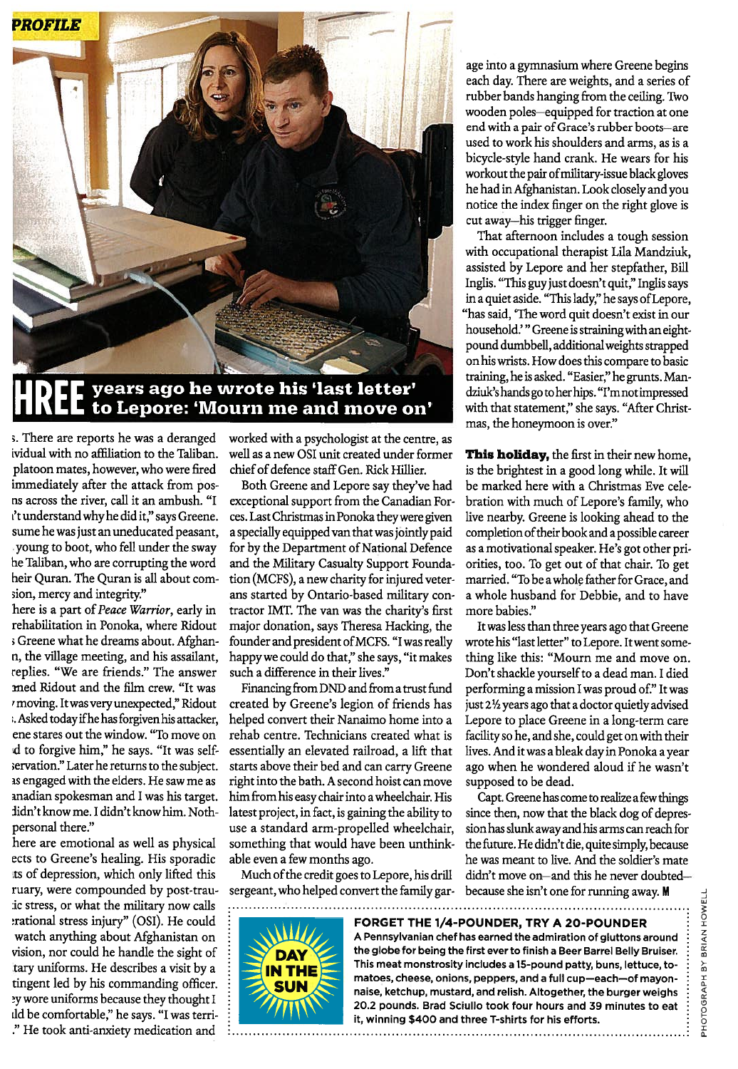**PROFILE**

**HREE years ago he wrote his 'last letter' to Lepore: 'Mourn me and move on'**

s. There are reports he was a deranged ividual with no affiliation to the Taliban. platoon mates, however, who were fired immediately after the attack from posns across the river, call it an ambush. "I i't understand why he did it," says Greene. sume he was just an uneducated peasant, young to boot, who fell under the sway he Taliban, who are corrupting the word heir Quran. The Quran is all about comsion, mercy and integrity."

here is a part of *Peace Warrior*, early in rehabilitation in Ponoka, where Ridout Greene what he dreams about. Afghann, the village meeting, and his assailant, replies. "We are friends." The answer med Ridout and the film crew. "It was moving. It was very unexpected," Ridout . Asked today if he has forgiven his attacker, ene stares out the window. "To move on d to forgive him," he says. "It was selfservation." Later he returns to the subject. as engaged with the elders. He saw me as anadian spokesman and I was his target. didn't know me. I didn't know him. Nothpersonal there."

here are emotional as well as physical ects to Greene's healing. His sporadic ts of depression, which only lifted this ruary, were compounded by post-trauic stress, or what the military now calls rational stress injury" (OSI). He could watch anything about Afghanistan on vision, nor could he handle the sight of tary uniforms. He describes a visit by a tingent led by his commanding officer. ey wore uniforms because they thought I ld be comfortable," he says. "I was terri." He took anti-anxiety medication and worked with a psychologist at the centre, as well as a new OSI unit created under former chief of defence staff Gen. Rick Hillier.

Both Greene and Lepore say they've had exceptional support from the Canadian Forces. Last Christmas in Ponoka they were given a specially equipped van that was jointly paid for by the Department of National Defence and the Military Casualty Support Foundation (MCFS), a new charity for injured veterans started by Ontario-based military contractor IMT. The van was the charity's first major donation, says Theresa Hacking, the founder and president of MCFS. "I was really happy we could do that," she says, "it makes such a difference in their lives."

Financing from DND and from a trust fund created by Greene's legion of friends has helped convert their Nanaimo home into a rehab centre. Technicians created what is essentially an elevated railroad, a lift that starts above their bed and can carry Greene right into the bath. A second hoist can move him from his easy chair into a wheelchair. His latest project, in fact, is gaining the ability to use a standard arm-propelled wheelchair, something that would have been unthinkable even a few months ago.

Much of the credit goes to Lepore, his drill sergeant, who helped convert the family garage into a gymnasium where Greene begins each day. There are weights, and a series of rubber bands hanging from the ceiling. Two wooden poles—equipped for traction at one end with a pair of Grace's rubber boots—are used to work his shoulders and arms, as is a bicycle-style hand crank. He wears for his workout the pair of military-issue black gloves he had in Afghanistan. Look closely and you notice the index finger on the right glove is cut away—his trigger finger.

That afternoon includes a tough session with occupational therapist Lila Mandziuk, assisted by Lepore and her stepfather, Bill Inglis. "This guy just doesn't quit," Inglis says in a quiet aside. "This lady," he says of Lepore, "has said, 'The word quit doesn't exist in our household.' " Greene is straining with an eight-pound dumbbell, additional weights strapped on his wrists. How does this compare to basic training, he is asked. "Easier," he grunts. Mandziuk's hands go to her hips. "I'm not impressed with that statement," she says. "After Christmas, the honeymoon is over."

**This holiday,** the first in their new home, is the brightest in a good long while. It will be marked here with a Christmas Eve celebration with much of Lepore's family, who live nearby. Greene is looking ahead to the completion of their book and a possible career as a motivational speaker. He's got other priorities, too. To get out of that chair. To get married. "To be a whole father for Grace, and a whole husband for Debbie, and to have more babies."

It was less than three years ago that Greene wrote his "last letter" to Lepore. It went something like this: "Mourn me and move on. Don't shackle yourself to a dead man. I died performing a mission I was proud of." It was just 2½ years ago that a doctor quietly advised Lepore to place Greene in a long-term care facility so he, and she, could get on with their lives. And it was a bleak day in Ponoka a year ago when he wondered aloud if he wasn't supposed to be dead.

Capt. Greene has come to realize a few things since then, now that the black dog of depression has slunk away and his arms can reach for the future. He didn't die, quite simply, because he was meant to live. And the soldier's mate didn't move on—and this he never doubted—because she isn't one for running away. **M**

---

**DAY IN THE SUN**

**FORGET THE 1/4-POUNDER, TRY A 20-POUNDER**

A Pennsylvanian chef has earned the admiration of gluttons around the globe for being the first ever to finish a Beer Barrel Belly Bruiser. This meat monstrosity includes a 15-pound patty, buns, lettuce, tomatoes, cheese, onions, peppers, and a full cup—each—of mayonnaise, ketchup, mustard, and relish. Altogether, the burger weighs 20.2 pounds. Brad Sciullo took four hours and 39 minutes to eat it, winning $400 and three T-shirts for his efforts.

PHOTOGRAPH BY BRIAN HOWELL